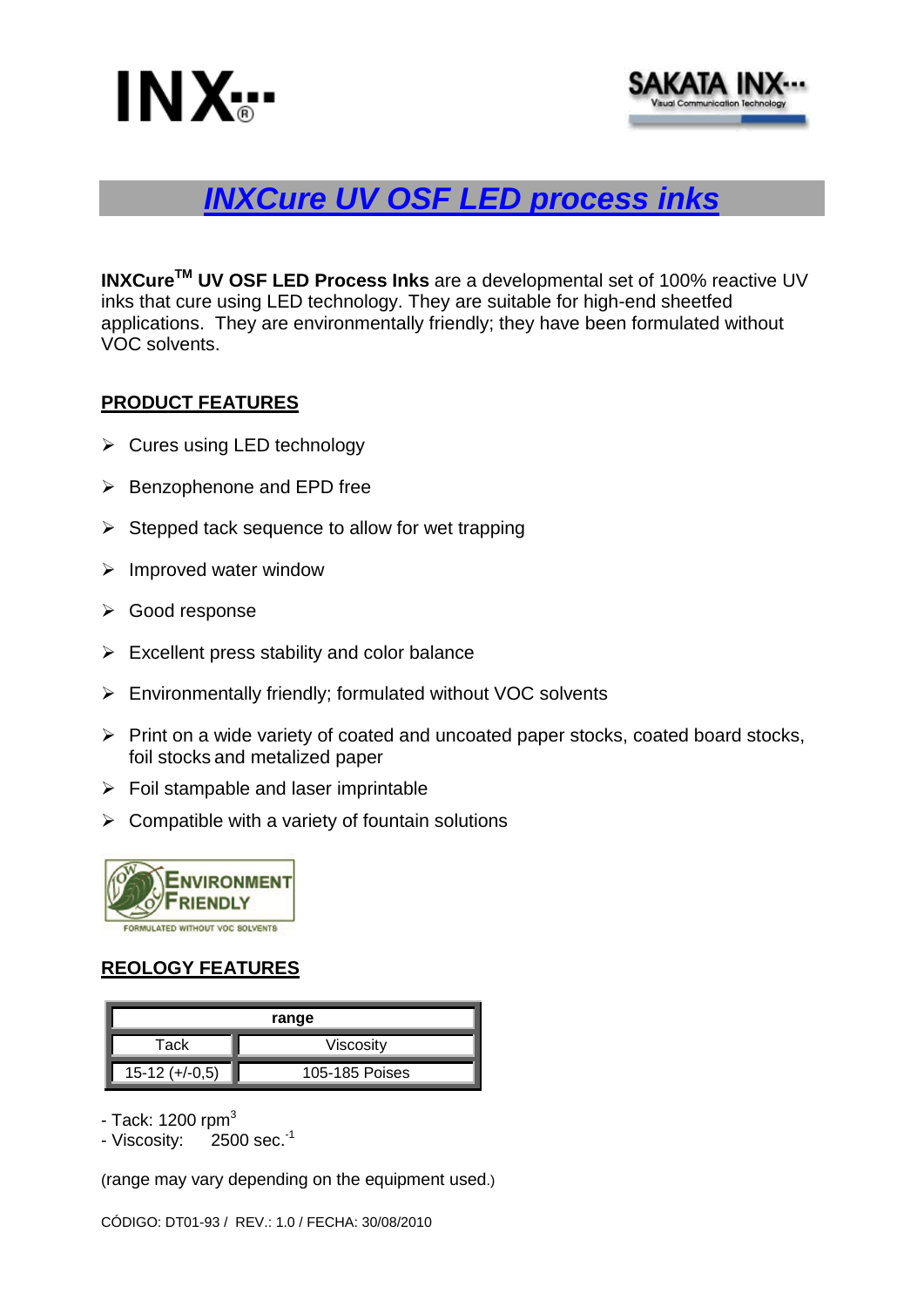# *INXCure UV OSF LED process inks*

**INXCure™ UV OSF LED Process Inks** are a developmental set of 100% reactive UV inks that cure using LED technology. They are suitable for high-end sheetfed applications. They are environmentally friendly; they have been formulated without VOC solvents.

## PRODUCT FEATURES

- Cures using LED technology
- Benzophenone and EPD free
- Stepped tack sequence to allow for wet trapping
- Improved water window
- Good response
- Excellent press stability and color balance
- Environmentally friendly; formulated without VOC solvents
- Print on a wide variety of coated and uncoated paper stocks, coated board stocks, foil stocks and metalized paper
- Foil stampable and laser imprintable
- Compatible with a variety of fountain solutions

ENVIRONMENT FRIENDLY
FORMULATED WITHOUT VOC SOLVENTS

## REOLOGY FEATURES

| range | |
|---|---|
| Tack | Viscosity |
| 15-12 (+/-0,5) | 105-185 Poises |

- Tack: 1200 $rpm^3$
- Viscosity: 2500 $sec.^{-1}$

(range may vary depending on the equipment used.)

CÓDIGO: DT01-93 / REV.: 1.0 / FECHA: 30/08/2010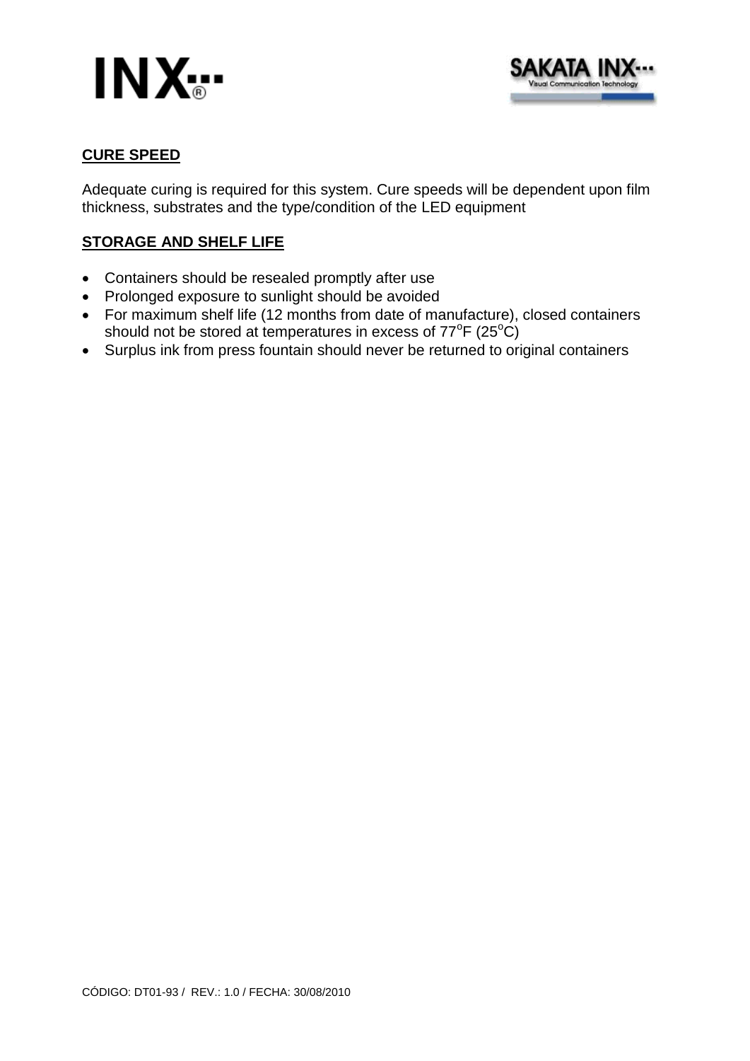## CURE SPEED

Adequate curing is required for this system. Cure speeds will be dependent upon film thickness, substrates and the type/condition of the LED equipment

## STORAGE AND SHELF LIFE

- Containers should be resealed promptly after use
- Prolonged exposure to sunlight should be avoided
- For maximum shelf life (12 months from date of manufacture), closed containers should not be stored at temperatures in excess of 77$^{o}$F (25$^{o}$C)
- Surplus ink from press fountain should never be returned to original containers